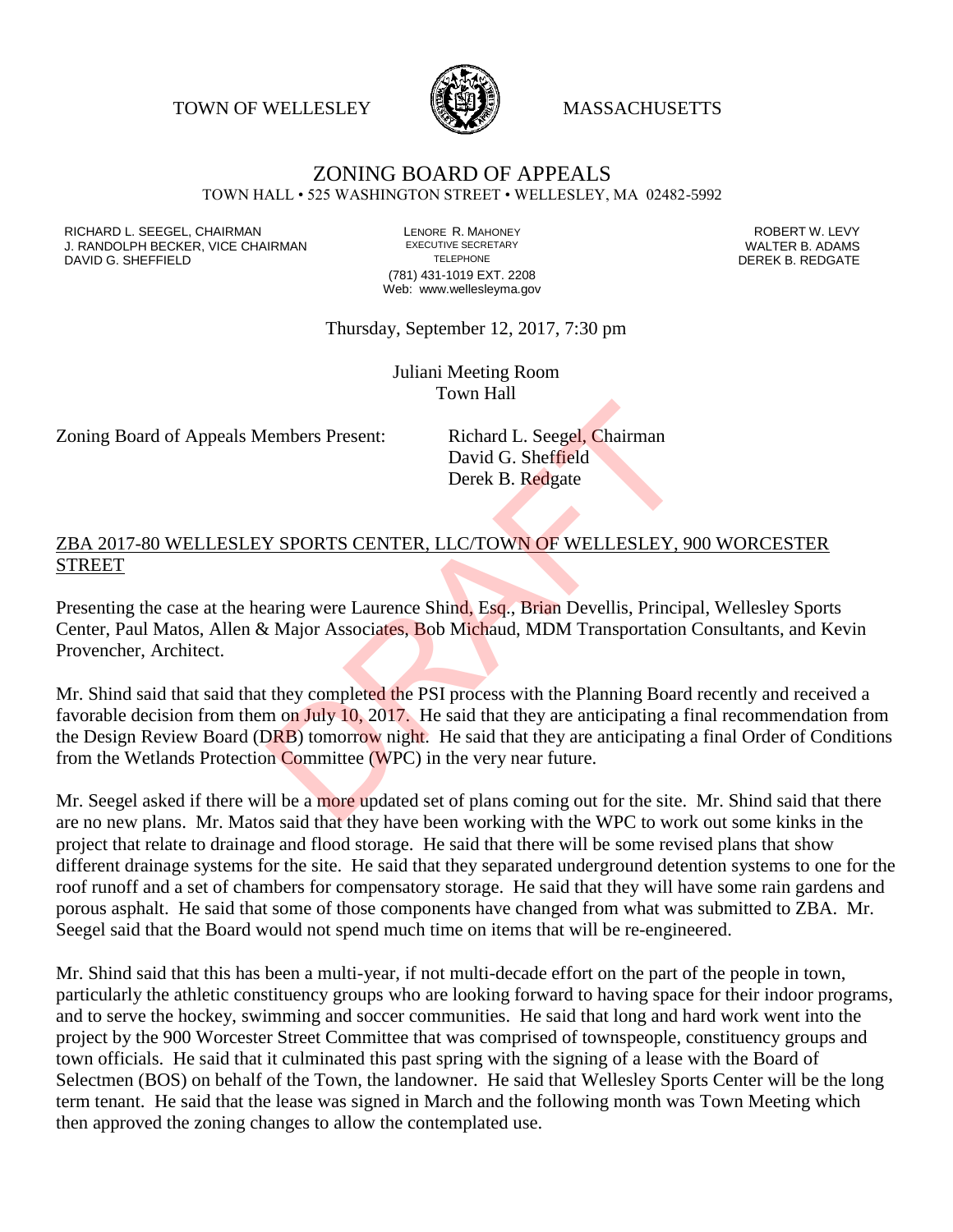TOWN OF WELLESLEY MASSACHUSETTS

# ZONING BOARD OF APPEALS

TOWN HALL • 525 WASHINGTON STREET • WELLESLEY, MA 02482-5992

RICHARD L. SEEGEL, CHAIRMAN
J. RANDOLPH BECKER, VICE CHAIRMAN
DAVID G. SHEFFIELD

LENORE R. MAHONEY
EXECUTIVE SECRETARY
TELEPHONE
(781) 431-1019 EXT. 2208
Web: www.wellesleyma.gov

ROBERT W. LEVY
WALTER B. ADAMS
DEREK B. REDGATE

Thursday, September 12, 2017, 7:30 pm

Juliani Meeting Room
Town Hall

Zoning Board of Appeals Members Present: Richard L. Seegel, Chairman
David G. Sheffield
Derek B. Redgate

DRAFT

## ZBA 2017-80 WELLESLEY SPORTS CENTER, LLC/TOWN OF WELLESLEY, 900 WORCESTER STREET

Presenting the case at the hearing were Laurence Shind, Esq., Brian Devellis, Principal, Wellesley Sports Center, Paul Matos, Allen & Major Associates, Bob Michaud, MDM Transportation Consultants, and Kevin Provencher, Architect.

Mr. Shind said that said that they completed the PSI process with the Planning Board recently and received a favorable decision from them on July 10, 2017. He said that they are anticipating a final recommendation from the Design Review Board (DRB) tomorrow night. He said that they are anticipating a final Order of Conditions from the Wetlands Protection Committee (WPC) in the very near future.

Mr. Seegel asked if there will be a more updated set of plans coming out for the site. Mr. Shind said that there are no new plans. Mr. Matos said that they have been working with the WPC to work out some kinks in the project that relate to drainage and flood storage. He said that there will be some revised plans that show different drainage systems for the site. He said that they separated underground detention systems to one for the roof runoff and a set of chambers for compensatory storage. He said that they will have some rain gardens and porous asphalt. He said that some of those components have changed from what was submitted to ZBA. Mr. Seegel said that the Board would not spend much time on items that will be re-engineered.

Mr. Shind said that this has been a multi-year, if not multi-decade effort on the part of the people in town, particularly the athletic constituency groups who are looking forward to having space for their indoor programs, and to serve the hockey, swimming and soccer communities. He said that long and hard work went into the project by the 900 Worcester Street Committee that was comprised of townspeople, constituency groups and town officials. He said that it culminated this past spring with the signing of a lease with the Board of Selectmen (BOS) on behalf of the Town, the landowner. He said that Wellesley Sports Center will be the long term tenant. He said that the lease was signed in March and the following month was Town Meeting which then approved the zoning changes to allow the contemplated use.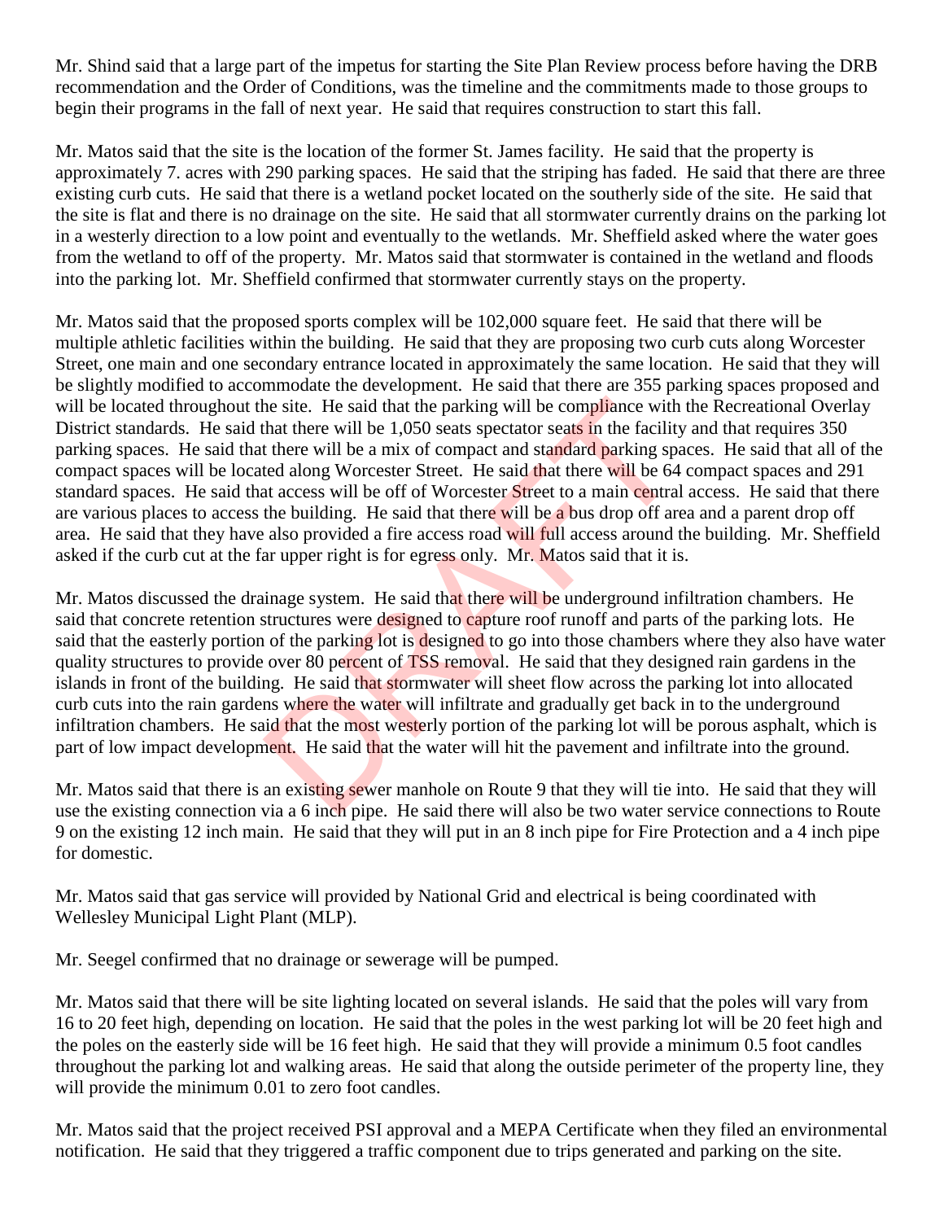Mr. Shind said that a large part of the impetus for starting the Site Plan Review process before having the DRB recommendation and the Order of Conditions, was the timeline and the commitments made to those groups to begin their programs in the fall of next year. He said that requires construction to start this fall.

Mr. Matos said that the site is the location of the former St. James facility. He said that the property is approximately 7. acres with 290 parking spaces. He said that the striping has faded. He said that there are three existing curb cuts. He said that there is a wetland pocket located on the southerly side of the site. He said that the site is flat and there is no drainage on the site. He said that all stormwater currently drains on the parking lot in a westerly direction to a low point and eventually to the wetlands. Mr. Sheffield asked where the water goes from the wetland to off of the property. Mr. Matos said that stormwater is contained in the wetland and floods into the parking lot. Mr. Sheffield confirmed that stormwater currently stays on the property.

Mr. Matos said that the proposed sports complex will be 102,000 square feet. He said that there will be multiple athletic facilities within the building. He said that they are proposing two curb cuts along Worcester Street, one main and one secondary entrance located in approximately the same location. He said that they will be slightly modified to accommodate the development. He said that there are 355 parking spaces proposed and will be located throughout the site. He said that the parking will be compliance with the Recreational Overlay District standards. He said that there will be 1,050 seats spectator seats in the facility and that requires 350 parking spaces. He said that there will be a mix of compact and standard parking spaces. He said that all of the compact spaces will be located along Worcester Street. He said that there will be 64 compact spaces and 291 standard spaces. He said that access will be off of Worcester Street to a main central access. He said that there are various places to access the building. He said that there will be a bus drop off area and a parent drop off area. He said that they have also provided a fire access road will full access around the building. Mr. Sheffield asked if the curb cut at the far upper right is for egress only. Mr. Matos said that it is.

Mr. Matos discussed the drainage system. He said that there will be underground infiltration chambers. He said that concrete retention structures were designed to capture roof runoff and parts of the parking lots. He said that the easterly portion of the parking lot is designed to go into those chambers where they also have water quality structures to provide over 80 percent of TSS removal. He said that they designed rain gardens in the islands in front of the building. He said that stormwater will sheet flow across the parking lot into allocated curb cuts into the rain gardens where the water will infiltrate and gradually get back in to the underground infiltration chambers. He said that the most westerly portion of the parking lot will be porous asphalt, which is part of low impact development. He said that the water will hit the pavement and infiltrate into the ground.

Mr. Matos said that there is an existing sewer manhole on Route 9 that they will tie into. He said that they will use the existing connection via a 6 inch pipe. He said there will also be two water service connections to Route 9 on the existing 12 inch main. He said that they will put in an 8 inch pipe for Fire Protection and a 4 inch pipe for domestic.

Mr. Matos said that gas service will provided by National Grid and electrical is being coordinated with Wellesley Municipal Light Plant (MLP).

Mr. Seegel confirmed that no drainage or sewerage will be pumped.

Mr. Matos said that there will be site lighting located on several islands. He said that the poles will vary from 16 to 20 feet high, depending on location. He said that the poles in the west parking lot will be 20 feet high and the poles on the easterly side will be 16 feet high. He said that they will provide a minimum 0.5 foot candles throughout the parking lot and walking areas. He said that along the outside perimeter of the property line, they will provide the minimum 0.01 to zero foot candles.

Mr. Matos said that the project received PSI approval and a MEPA Certificate when they filed an environmental notification. He said that they triggered a traffic component due to trips generated and parking on the site.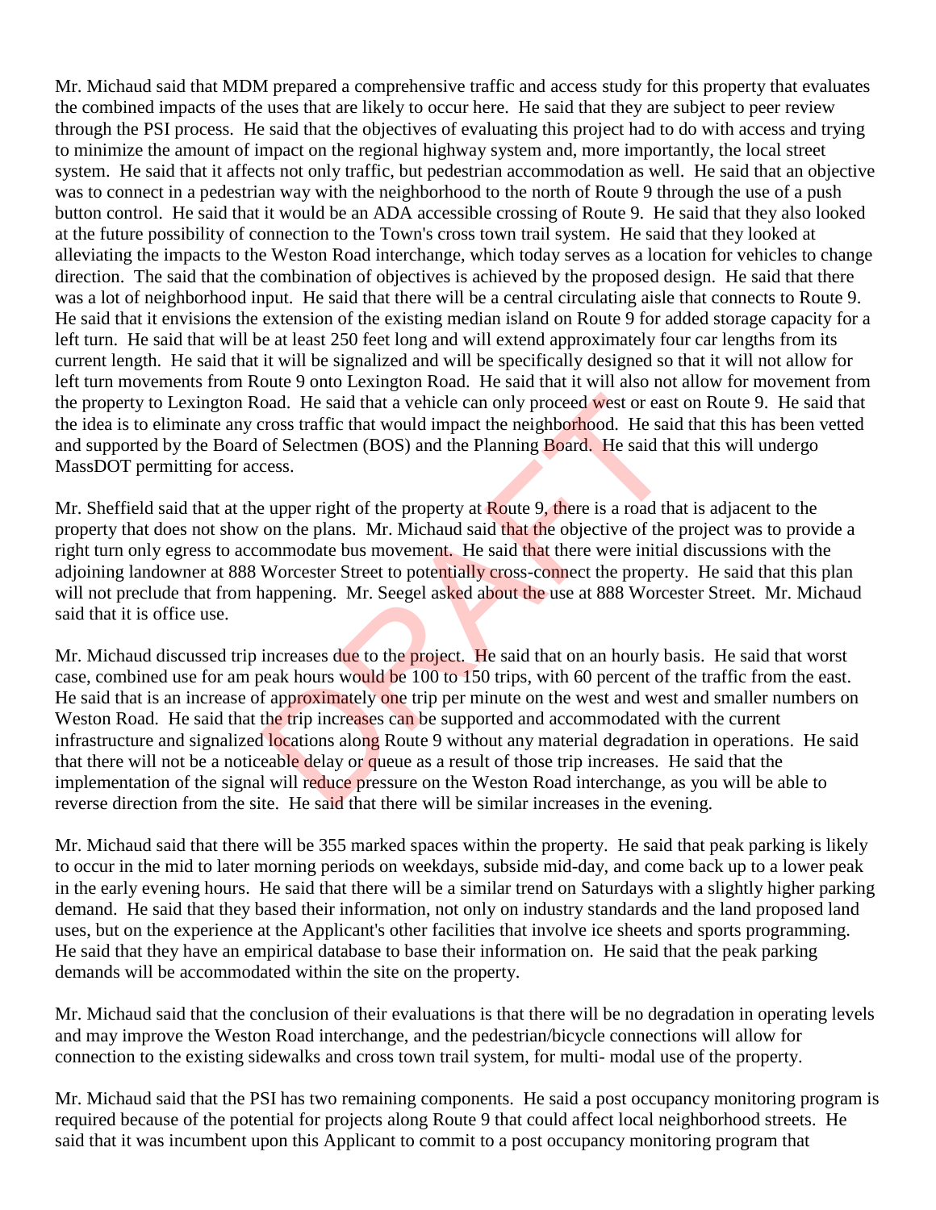Mr. Michaud said that MDM prepared a comprehensive traffic and access study for this property that evaluates the combined impacts of the uses that are likely to occur here. He said that they are subject to peer review through the PSI process. He said that the objectives of evaluating this project had to do with access and trying to minimize the amount of impact on the regional highway system and, more importantly, the local street system. He said that it affects not only traffic, but pedestrian accommodation as well. He said that an objective was to connect in a pedestrian way with the neighborhood to the north of Route 9 through the use of a push button control. He said that it would be an ADA accessible crossing of Route 9. He said that they also looked at the future possibility of connection to the Town's cross town trail system. He said that they looked at alleviating the impacts to the Weston Road interchange, which today serves as a location for vehicles to change direction. The said that the combination of objectives is achieved by the proposed design. He said that there was a lot of neighborhood input. He said that there will be a central circulating aisle that connects to Route 9. He said that it envisions the extension of the existing median island on Route 9 for added storage capacity for a left turn. He said that will be at least 250 feet long and will extend approximately four car lengths from its current length. He said that it will be signalized and will be specifically designed so that it will not allow for left turn movements from Route 9 onto Lexington Road. He said that it will also not allow for movement from the property to Lexington Road. He said that a vehicle can only proceed west or east on Route 9. He said that the idea is to eliminate any cross traffic that would impact the neighborhood. He said that this has been vetted and supported by the Board of Selectmen (BOS) and the Planning Board. He said that this will undergo MassDOT permitting for access.

Mr. Sheffield said that at the upper right of the property at Route 9, there is a road that is adjacent to the property that does not show on the plans. Mr. Michaud said that the objective of the project was to provide a right turn only egress to accommodate bus movement. He said that there were initial discussions with the adjoining landowner at 888 Worcester Street to potentially cross-connect the property. He said that this plan will not preclude that from happening. Mr. Seegel asked about the use at 888 Worcester Street. Mr. Michaud said that it is office use.

Mr. Michaud discussed trip increases due to the project. He said that on an hourly basis. He said that worst case, combined use for am peak hours would be 100 to 150 trips, with 60 percent of the traffic from the east. He said that is an increase of approximately one trip per minute on the west and west and smaller numbers on Weston Road. He said that the trip increases can be supported and accommodated with the current infrastructure and signalized locations along Route 9 without any material degradation in operations. He said that there will not be a noticeable delay or queue as a result of those trip increases. He said that the implementation of the signal will reduce pressure on the Weston Road interchange, as you will be able to reverse direction from the site. He said that there will be similar increases in the evening.

Mr. Michaud said that there will be 355 marked spaces within the property. He said that peak parking is likely to occur in the mid to later morning periods on weekdays, subside mid-day, and come back up to a lower peak in the early evening hours. He said that there will be a similar trend on Saturdays with a slightly higher parking demand. He said that they based their information, not only on industry standards and the land proposed land uses, but on the experience at the Applicant's other facilities that involve ice sheets and sports programming. He said that they have an empirical database to base their information on. He said that the peak parking demands will be accommodated within the site on the property.

Mr. Michaud said that the conclusion of their evaluations is that there will be no degradation in operating levels and may improve the Weston Road interchange, and the pedestrian/bicycle connections will allow for connection to the existing sidewalks and cross town trail system, for multi- modal use of the property.

Mr. Michaud said that the PSI has two remaining components. He said a post occupancy monitoring program is required because of the potential for projects along Route 9 that could affect local neighborhood streets. He said that it was incumbent upon this Applicant to commit to a post occupancy monitoring program that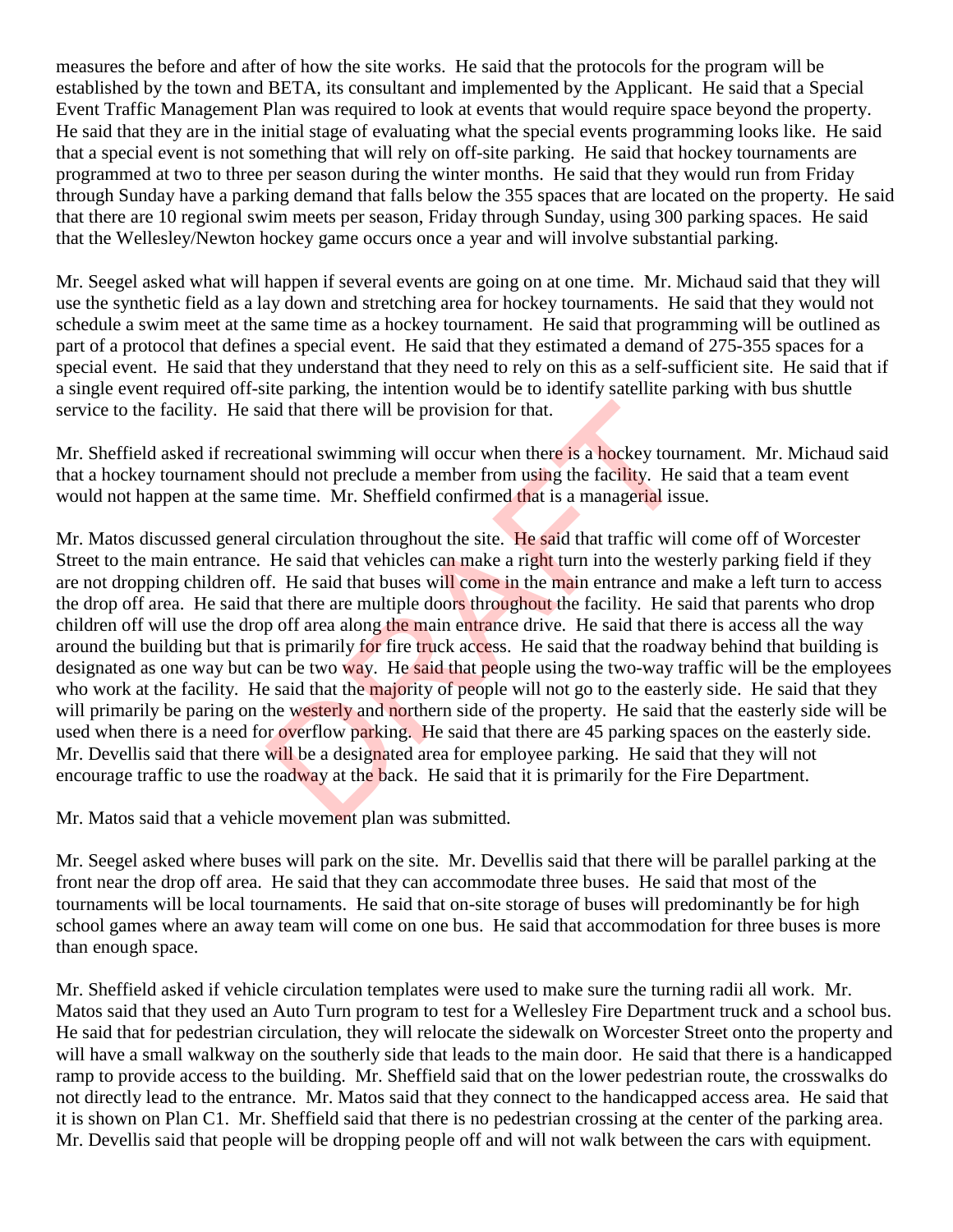measures the before and after of how the site works. He said that the protocols for the program will be established by the town and BETA, its consultant and implemented by the Applicant. He said that a Special Event Traffic Management Plan was required to look at events that would require space beyond the property. He said that they are in the initial stage of evaluating what the special events programming looks like. He said that a special event is not something that will rely on off-site parking. He said that hockey tournaments are programmed at two to three per season during the winter months. He said that they would run from Friday through Sunday have a parking demand that falls below the 355 spaces that are located on the property. He said that there are 10 regional swim meets per season, Friday through Sunday, using 300 parking spaces. He said that the Wellesley/Newton hockey game occurs once a year and will involve substantial parking.

Mr. Seegel asked what will happen if several events are going on at one time. Mr. Michaud said that they will use the synthetic field as a lay down and stretching area for hockey tournaments. He said that they would not schedule a swim meet at the same time as a hockey tournament. He said that programming will be outlined as part of a protocol that defines a special event. He said that they estimated a demand of 275-355 spaces for a special event. He said that they understand that they need to rely on this as a self-sufficient site. He said that if a single event required off-site parking, the intention would be to identify satellite parking with bus shuttle service to the facility. He said that there will be provision for that.

Mr. Sheffield asked if recreational swimming will occur when there is a hockey tournament. Mr. Michaud said that a hockey tournament should not preclude a member from using the facility. He said that a team event would not happen at the same time. Mr. Sheffield confirmed that is a managerial issue.

Mr. Matos discussed general circulation throughout the site. He said that traffic will come off of Worcester Street to the main entrance. He said that vehicles can make a right turn into the westerly parking field if they are not dropping children off. He said that buses will come in the main entrance and make a left turn to access the drop off area. He said that there are multiple doors throughout the facility. He said that parents who drop children off will use the drop off area along the main entrance drive. He said that there is access all the way around the building but that is primarily for fire truck access. He said that the roadway behind that building is designated as one way but can be two way. He said that people using the two-way traffic will be the employees who work at the facility. He said that the majority of people will not go to the easterly side. He said that they will primarily be paring on the westerly and northern side of the property. He said that the easterly side will be used when there is a need for overflow parking. He said that there are 45 parking spaces on the easterly side. Mr. Devellis said that there will be a designated area for employee parking. He said that they will not encourage traffic to use the roadway at the back. He said that it is primarily for the Fire Department.

Mr. Matos said that a vehicle movement plan was submitted.

Mr. Seegel asked where buses will park on the site. Mr. Devellis said that there will be parallel parking at the front near the drop off area. He said that they can accommodate three buses. He said that most of the tournaments will be local tournaments. He said that on-site storage of buses will predominantly be for high school games where an away team will come on one bus. He said that accommodation for three buses is more than enough space.

Mr. Sheffield asked if vehicle circulation templates were used to make sure the turning radii all work. Mr. Matos said that they used an Auto Turn program to test for a Wellesley Fire Department truck and a school bus. He said that for pedestrian circulation, they will relocate the sidewalk on Worcester Street onto the property and will have a small walkway on the southerly side that leads to the main door. He said that there is a handicapped ramp to provide access to the building. Mr. Sheffield said that on the lower pedestrian route, the crosswalks do not directly lead to the entrance. Mr. Matos said that they connect to the handicapped access area. He said that it is shown on Plan C1. Mr. Sheffield said that there is no pedestrian crossing at the center of the parking area. Mr. Devellis said that people will be dropping people off and will not walk between the cars with equipment.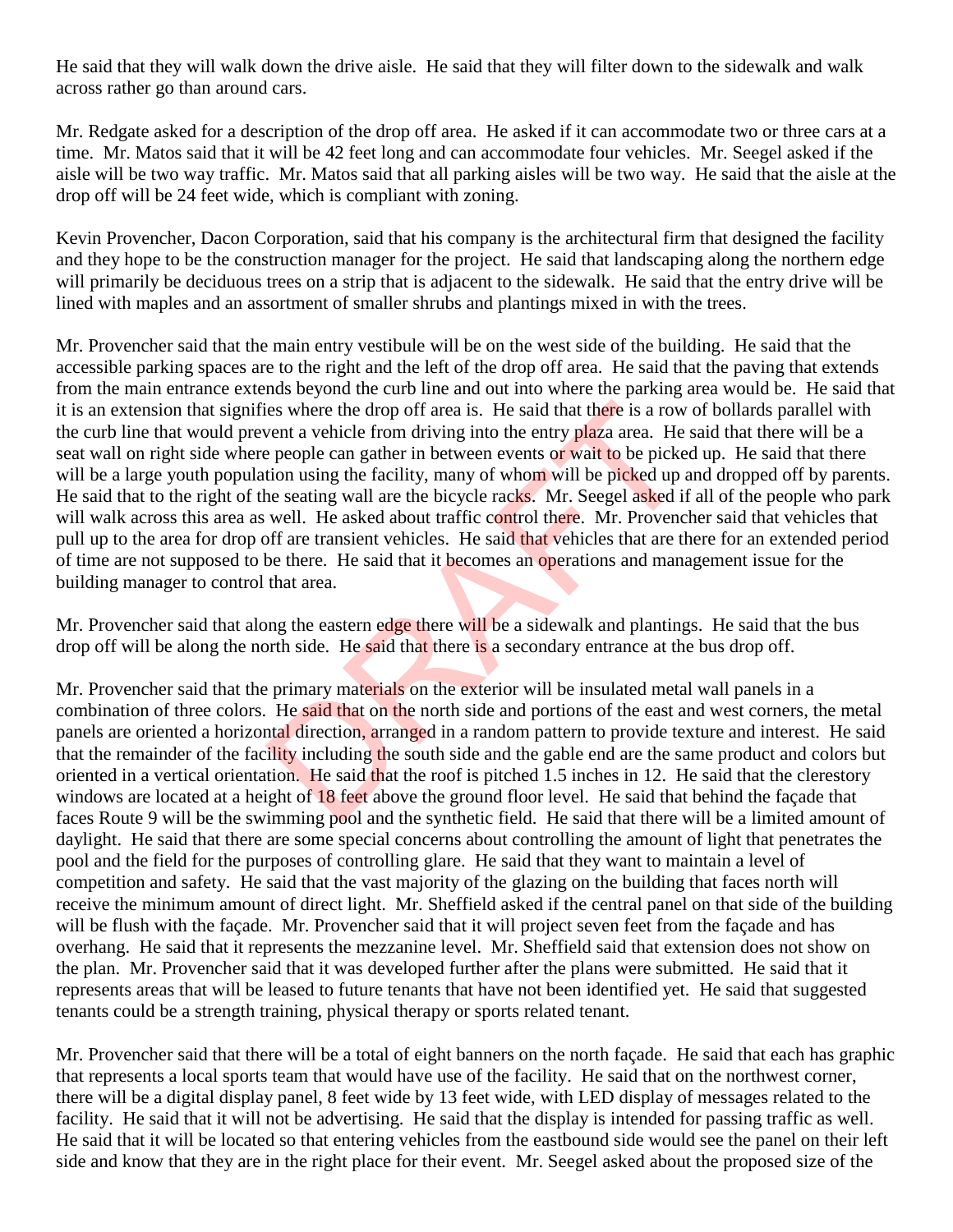He said that they will walk down the drive aisle. He said that they will filter down to the sidewalk and walk across rather go than around cars.

Mr. Redgate asked for a description of the drop off area. He asked if it can accommodate two or three cars at a time. Mr. Matos said that it will be 42 feet long and can accommodate four vehicles. Mr. Seegel asked if the aisle will be two way traffic. Mr. Matos said that all parking aisles will be two way. He said that the aisle at the drop off will be 24 feet wide, which is compliant with zoning.

Kevin Provencher, Dacon Corporation, said that his company is the architectural firm that designed the facility and they hope to be the construction manager for the project. He said that landscaping along the northern edge will primarily be deciduous trees on a strip that is adjacent to the sidewalk. He said that the entry drive will be lined with maples and an assortment of smaller shrubs and plantings mixed in with the trees.

Mr. Provencher said that the main entry vestibule will be on the west side of the building. He said that the accessible parking spaces are to the right and the left of the drop off area. He said that the paving that extends from the main entrance extends beyond the curb line and out into where the parking area would be. He said that it is an extension that signifies where the drop off area is. He said that there is a row of bollards parallel with the curb line that would prevent a vehicle from driving into the entry plaza area. He said that there will be a seat wall on right side where people can gather in between events or wait to be picked up. He said that there will be a large youth population using the facility, many of whom will be picked up and dropped off by parents. He said that to the right of the seating wall are the bicycle racks. Mr. Seegel asked if all of the people who park will walk across this area as well. He asked about traffic control there. Mr. Provencher said that vehicles that pull up to the area for drop off are transient vehicles. He said that vehicles that are there for an extended period of time are not supposed to be there. He said that it becomes an operations and management issue for the building manager to control that area.

Mr. Provencher said that along the eastern edge there will be a sidewalk and plantings. He said that the bus drop off will be along the north side. He said that there is a secondary entrance at the bus drop off.

Mr. Provencher said that the primary materials on the exterior will be insulated metal wall panels in a combination of three colors. He said that on the north side and portions of the east and west corners, the metal panels are oriented a horizontal direction, arranged in a random pattern to provide texture and interest. He said that the remainder of the facility including the south side and the gable end are the same product and colors but oriented in a vertical orientation. He said that the roof is pitched 1.5 inches in 12. He said that the clerestory windows are located at a height of 18 feet above the ground floor level. He said that behind the façade that faces Route 9 will be the swimming pool and the synthetic field. He said that there will be a limited amount of daylight. He said that there are some special concerns about controlling the amount of light that penetrates the pool and the field for the purposes of controlling glare. He said that they want to maintain a level of competition and safety. He said that the vast majority of the glazing on the building that faces north will receive the minimum amount of direct light. Mr. Sheffield asked if the central panel on that side of the building will be flush with the façade. Mr. Provencher said that it will project seven feet from the façade and has overhang. He said that it represents the mezzanine level. Mr. Sheffield said that extension does not show on the plan. Mr. Provencher said that it was developed further after the plans were submitted. He said that it represents areas that will be leased to future tenants that have not been identified yet. He said that suggested tenants could be a strength training, physical therapy or sports related tenant.

Mr. Provencher said that there will be a total of eight banners on the north façade. He said that each has graphic that represents a local sports team that would have use of the facility. He said that on the northwest corner, there will be a digital display panel, 8 feet wide by 13 feet wide, with LED display of messages related to the facility. He said that it will not be advertising. He said that the display is intended for passing traffic as well. He said that it will be located so that entering vehicles from the eastbound side would see the panel on their left side and know that they are in the right place for their event. Mr. Seegel asked about the proposed size of the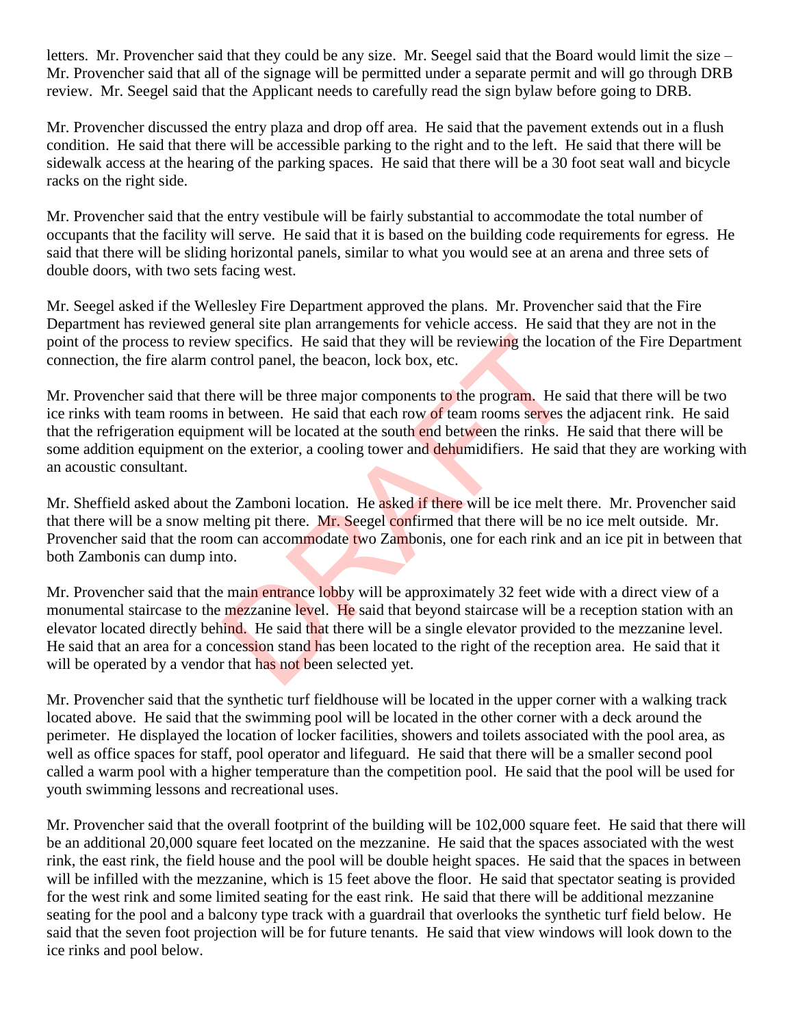letters. Mr. Provencher said that they could be any size. Mr. Seegel said that the Board would limit the size – Mr. Provencher said that all of the signage will be permitted under a separate permit and will go through DRB review. Mr. Seegel said that the Applicant needs to carefully read the sign bylaw before going to DRB.

Mr. Provencher discussed the entry plaza and drop off area. He said that the pavement extends out in a flush condition. He said that there will be accessible parking to the right and to the left. He said that there will be sidewalk access at the hearing of the parking spaces. He said that there will be a 30 foot seat wall and bicycle racks on the right side.

Mr. Provencher said that the entry vestibule will be fairly substantial to accommodate the total number of occupants that the facility will serve. He said that it is based on the building code requirements for egress. He said that there will be sliding horizontal panels, similar to what you would see at an arena and three sets of double doors, with two sets facing west.

Mr. Seegel asked if the Wellesley Fire Department approved the plans. Mr. Provencher said that the Fire Department has reviewed general site plan arrangements for vehicle access. He said that they are not in the point of the process to review specifics. He said that they will be reviewing the location of the Fire Department connection, the fire alarm control panel, the beacon, lock box, etc.

Mr. Provencher said that there will be three major components to the program. He said that there will be two ice rinks with team rooms in between. He said that each row of team rooms serves the adjacent rink. He said that the refrigeration equipment will be located at the south end between the rinks. He said that there will be some addition equipment on the exterior, a cooling tower and dehumidifiers. He said that they are working with an acoustic consultant.

Mr. Sheffield asked about the Zamboni location. He asked if there will be ice melt there. Mr. Provencher said that there will be a snow melting pit there. Mr. Seegel confirmed that there will be no ice melt outside. Mr. Provencher said that the room can accommodate two Zambonis, one for each rink and an ice pit in between that both Zambonis can dump into.

Mr. Provencher said that the main entrance lobby will be approximately 32 feet wide with a direct view of a monumental staircase to the mezzanine level. He said that beyond staircase will be a reception station with an elevator located directly behind. He said that there will be a single elevator provided to the mezzanine level. He said that an area for a concession stand has been located to the right of the reception area. He said that it will be operated by a vendor that has not been selected yet.

Mr. Provencher said that the synthetic turf fieldhouse will be located in the upper corner with a walking track located above. He said that the swimming pool will be located in the other corner with a deck around the perimeter. He displayed the location of locker facilities, showers and toilets associated with the pool area, as well as office spaces for staff, pool operator and lifeguard. He said that there will be a smaller second pool called a warm pool with a higher temperature than the competition pool. He said that the pool will be used for youth swimming lessons and recreational uses.

Mr. Provencher said that the overall footprint of the building will be 102,000 square feet. He said that there will be an additional 20,000 square feet located on the mezzanine. He said that the spaces associated with the west rink, the east rink, the field house and the pool will be double height spaces. He said that the spaces in between will be infilled with the mezzanine, which is 15 feet above the floor. He said that spectator seating is provided for the west rink and some limited seating for the east rink. He said that there will be additional mezzanine seating for the pool and a balcony type track with a guardrail that overlooks the synthetic turf field below. He said that the seven foot projection will be for future tenants. He said that view windows will look down to the ice rinks and pool below.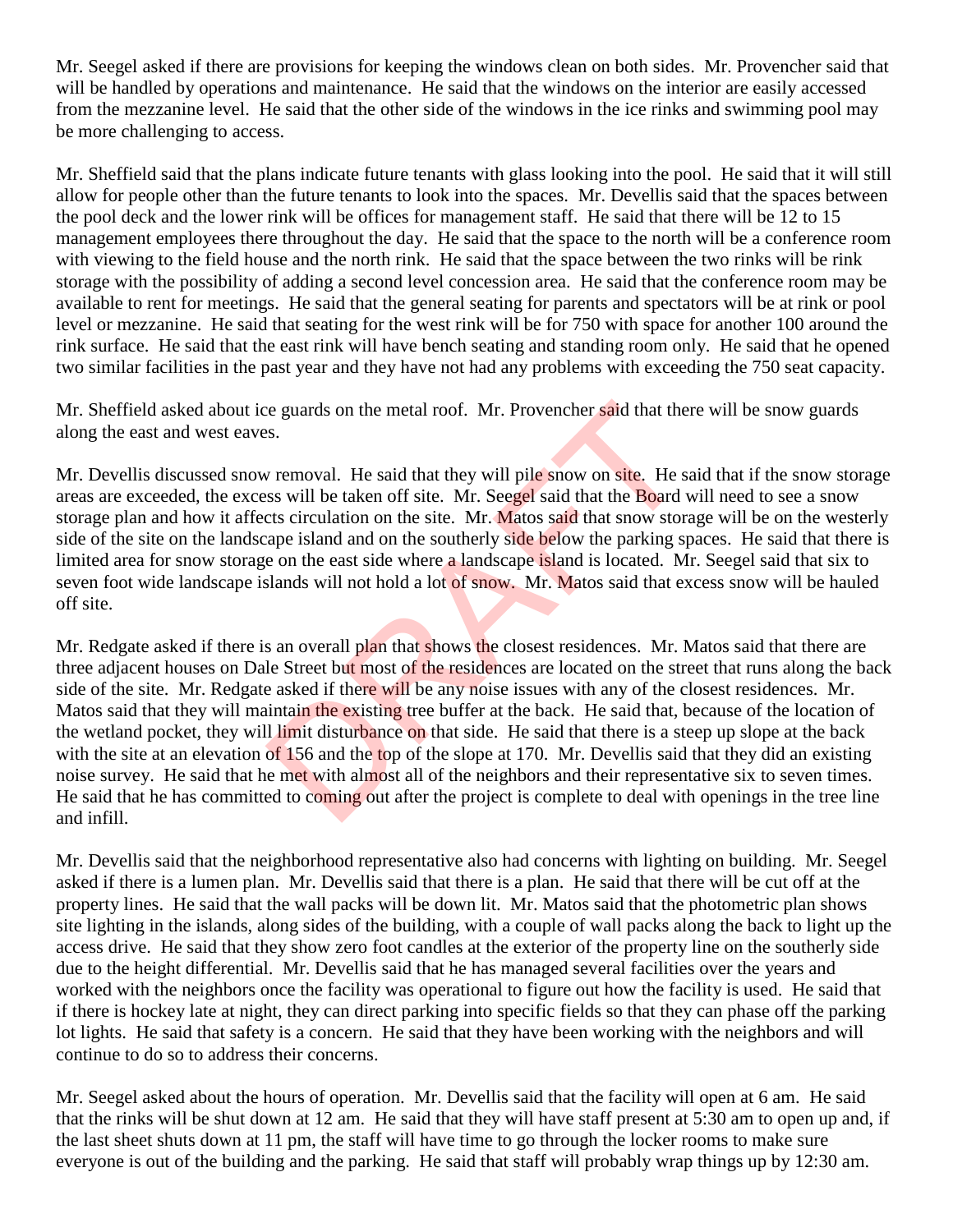Mr. Seegel asked if there are provisions for keeping the windows clean on both sides. Mr. Provencher said that will be handled by operations and maintenance. He said that the windows on the interior are easily accessed from the mezzanine level. He said that the other side of the windows in the ice rinks and swimming pool may be more challenging to access.

Mr. Sheffield said that the plans indicate future tenants with glass looking into the pool. He said that it will still allow for people other than the future tenants to look into the spaces. Mr. Devellis said that the spaces between the pool deck and the lower rink will be offices for management staff. He said that there will be 12 to 15 management employees there throughout the day. He said that the space to the north will be a conference room with viewing to the field house and the north rink. He said that the space between the two rinks will be rink storage with the possibility of adding a second level concession area. He said that the conference room may be available to rent for meetings. He said that the general seating for parents and spectators will be at rink or pool level or mezzanine. He said that seating for the west rink will be for 750 with space for another 100 around the rink surface. He said that the east rink will have bench seating and standing room only. He said that he opened two similar facilities in the past year and they have not had any problems with exceeding the 750 seat capacity.

Mr. Sheffield asked about ice guards on the metal roof. Mr. Provencher said that there will be snow guards along the east and west eaves.

Mr. Devellis discussed snow removal. He said that they will pile snow on site. He said that if the snow storage areas are exceeded, the excess will be taken off site. Mr. Seegel said that the Board will need to see a snow storage plan and how it affects circulation on the site. Mr. Matos said that snow storage will be on the westerly side of the site on the landscape island and on the southerly side below the parking spaces. He said that there is limited area for snow storage on the east side where a landscape island is located. Mr. Seegel said that six to seven foot wide landscape islands will not hold a lot of snow. Mr. Matos said that excess snow will be hauled off site.

Mr. Redgate asked if there is an overall plan that shows the closest residences. Mr. Matos said that there are three adjacent houses on Dale Street but most of the residences are located on the street that runs along the back side of the site. Mr. Redgate asked if there will be any noise issues with any of the closest residences. Mr. Matos said that they will maintain the existing tree buffer at the back. He said that, because of the location of the wetland pocket, they will limit disturbance on that side. He said that there is a steep up slope at the back with the site at an elevation of 156 and the top of the slope at 170. Mr. Devellis said that they did an existing noise survey. He said that he met with almost all of the neighbors and their representative six to seven times. He said that he has committed to coming out after the project is complete to deal with openings in the tree line and infill.

Mr. Devellis said that the neighborhood representative also had concerns with lighting on building. Mr. Seegel asked if there is a lumen plan. Mr. Devellis said that there is a plan. He said that there will be cut off at the property lines. He said that the wall packs will be down lit. Mr. Matos said that the photometric plan shows site lighting in the islands, along sides of the building, with a couple of wall packs along the back to light up the access drive. He said that they show zero foot candles at the exterior of the property line on the southerly side due to the height differential. Mr. Devellis said that he has managed several facilities over the years and worked with the neighbors once the facility was operational to figure out how the facility is used. He said that if there is hockey late at night, they can direct parking into specific fields so that they can phase off the parking lot lights. He said that safety is a concern. He said that they have been working with the neighbors and will continue to do so to address their concerns.

Mr. Seegel asked about the hours of operation. Mr. Devellis said that the facility will open at 6 am. He said that the rinks will be shut down at 12 am. He said that they will have staff present at 5:30 am to open up and, if the last sheet shuts down at 11 pm, the staff will have time to go through the locker rooms to make sure everyone is out of the building and the parking. He said that staff will probably wrap things up by 12:30 am.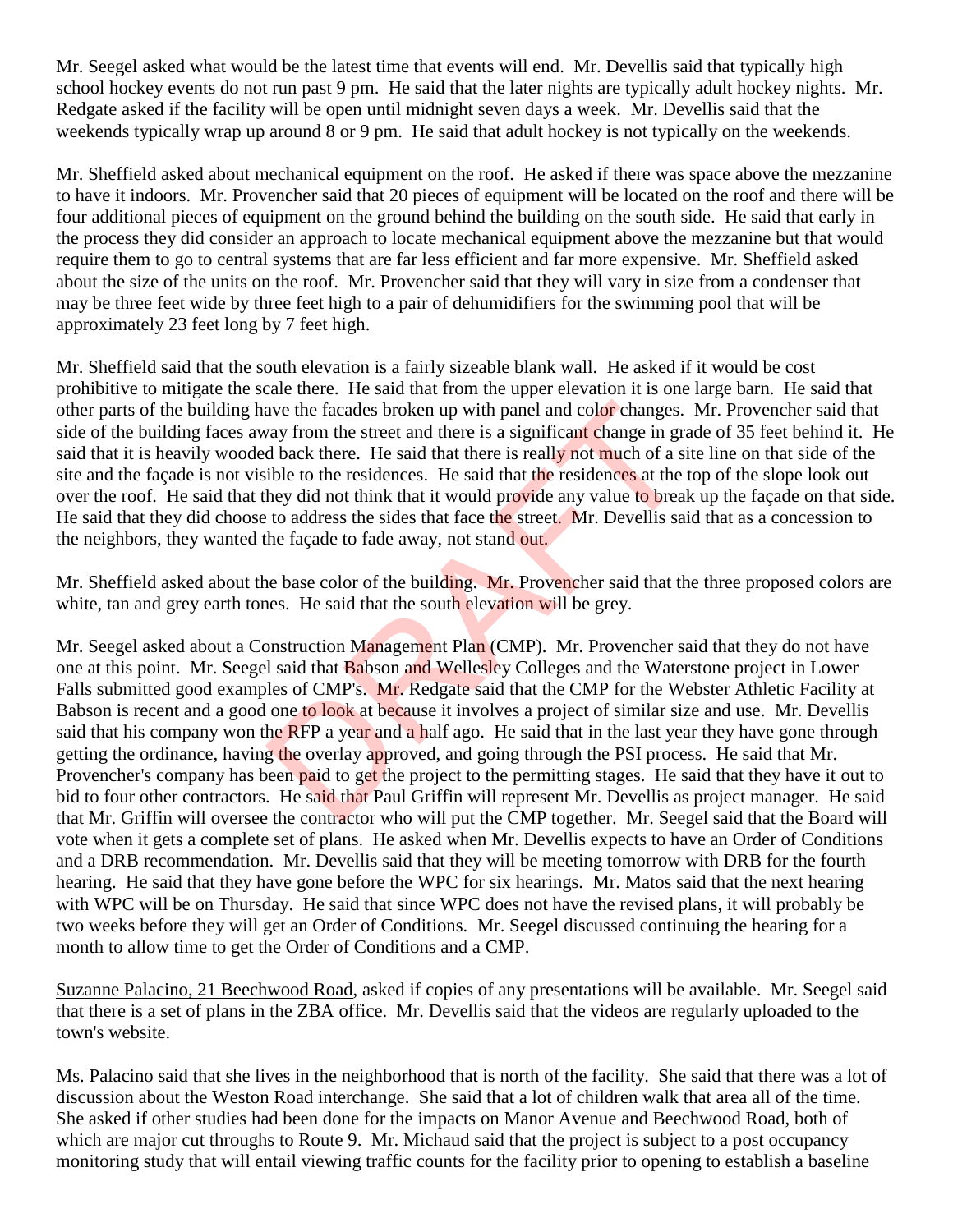Mr. Seegel asked what would be the latest time that events will end. Mr. Devellis said that typically high school hockey events do not run past 9 pm. He said that the later nights are typically adult hockey nights. Mr. Redgate asked if the facility will be open until midnight seven days a week. Mr. Devellis said that the weekends typically wrap up around 8 or 9 pm. He said that adult hockey is not typically on the weekends.

Mr. Sheffield asked about mechanical equipment on the roof. He asked if there was space above the mezzanine to have it indoors. Mr. Provencher said that 20 pieces of equipment will be located on the roof and there will be four additional pieces of equipment on the ground behind the building on the south side. He said that early in the process they did consider an approach to locate mechanical equipment above the mezzanine but that would require them to go to central systems that are far less efficient and far more expensive. Mr. Sheffield asked about the size of the units on the roof. Mr. Provencher said that they will vary in size from a condenser that may be three feet wide by three feet high to a pair of dehumidifiers for the swimming pool that will be approximately 23 feet long by 7 feet high.

Mr. Sheffield said that the south elevation is a fairly sizeable blank wall. He asked if it would be cost prohibitive to mitigate the scale there. He said that from the upper elevation it is one large barn. He said that other parts of the building have the facades broken up with panel and color changes. Mr. Provencher said that side of the building faces away from the street and there is a significant change in grade of 35 feet behind it. He said that it is heavily wooded back there. He said that there is really not much of a site line on that side of the site and the façade is not visible to the residences. He said that the residences at the top of the slope look out over the roof. He said that they did not think that it would provide any value to break up the façade on that side. He said that they did choose to address the sides that face the street. Mr. Devellis said that as a concession to the neighbors, they wanted the façade to fade away, not stand out.

Mr. Sheffield asked about the base color of the building. Mr. Provencher said that the three proposed colors are white, tan and grey earth tones. He said that the south elevation will be grey.

Mr. Seegel asked about a Construction Management Plan (CMP). Mr. Provencher said that they do not have one at this point. Mr. Seegel said that Babson and Wellesley Colleges and the Waterstone project in Lower Falls submitted good examples of CMP's. Mr. Redgate said that the CMP for the Webster Athletic Facility at Babson is recent and a good one to look at because it involves a project of similar size and use. Mr. Devellis said that his company won the RFP a year and a half ago. He said that in the last year they have gone through getting the ordinance, having the overlay approved, and going through the PSI process. He said that Mr. Provencher's company has been paid to get the project to the permitting stages. He said that they have it out to bid to four other contractors. He said that Paul Griffin will represent Mr. Devellis as project manager. He said that Mr. Griffin will oversee the contractor who will put the CMP together. Mr. Seegel said that the Board will vote when it gets a complete set of plans. He asked when Mr. Devellis expects to have an Order of Conditions and a DRB recommendation. Mr. Devellis said that they will be meeting tomorrow with DRB for the fourth hearing. He said that they have gone before the WPC for six hearings. Mr. Matos said that the next hearing with WPC will be on Thursday. He said that since WPC does not have the revised plans, it will probably be two weeks before they will get an Order of Conditions. Mr. Seegel discussed continuing the hearing for a month to allow time to get the Order of Conditions and a CMP.

Suzanne Palacino, 21 Beechwood Road, asked if copies of any presentations will be available. Mr. Seegel said that there is a set of plans in the ZBA office. Mr. Devellis said that the videos are regularly uploaded to the town's website.

Ms. Palacino said that she lives in the neighborhood that is north of the facility. She said that there was a lot of discussion about the Weston Road interchange. She said that a lot of children walk that area all of the time. She asked if other studies had been done for the impacts on Manor Avenue and Beechwood Road, both of which are major cut throughs to Route 9. Mr. Michaud said that the project is subject to a post occupancy monitoring study that will entail viewing traffic counts for the facility prior to opening to establish a baseline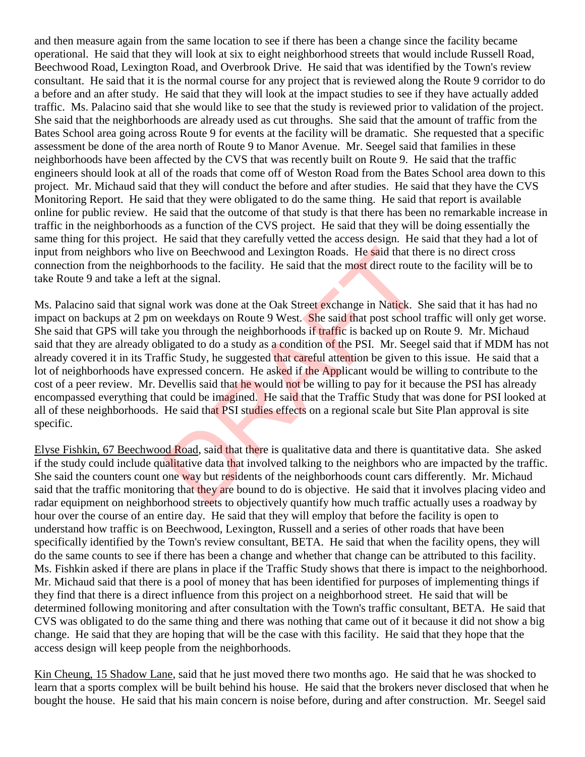and then measure again from the same location to see if there has been a change since the facility became operational. He said that they will look at six to eight neighborhood streets that would include Russell Road, Beechwood Road, Lexington Road, and Overbrook Drive. He said that was identified by the Town's review consultant. He said that it is the normal course for any project that is reviewed along the Route 9 corridor to do a before and an after study. He said that they will look at the impact studies to see if they have actually added traffic. Ms. Palacino said that she would like to see that the study is reviewed prior to validation of the project. She said that the neighborhoods are already used as cut throughs. She said that the amount of traffic from the Bates School area going across Route 9 for events at the facility will be dramatic. She requested that a specific assessment be done of the area north of Route 9 to Manor Avenue. Mr. Seegel said that families in these neighborhoods have been affected by the CVS that was recently built on Route 9. He said that the traffic engineers should look at all of the roads that come off of Weston Road from the Bates School area down to this project. Mr. Michaud said that they will conduct the before and after studies. He said that they have the CVS Monitoring Report. He said that they were obligated to do the same thing. He said that report is available online for public review. He said that the outcome of that study is that there has been no remarkable increase in traffic in the neighborhoods as a function of the CVS project. He said that they will be doing essentially the same thing for this project. He said that they carefully vetted the access design. He said that they had a lot of input from neighbors who live on Beechwood and Lexington Roads. He said that there is no direct cross connection from the neighborhoods to the facility. He said that the most direct route to the facility will be to take Route 9 and take a left at the signal.

Ms. Palacino said that signal work was done at the Oak Street exchange in Natick. She said that it has had no impact on backups at 2 pm on weekdays on Route 9 West. She said that post school traffic will only get worse. She said that GPS will take you through the neighborhoods if traffic is backed up on Route 9. Mr. Michaud said that they are already obligated to do a study as a condition of the PSI. Mr. Seegel said that if MDM has not already covered it in its Traffic Study, he suggested that careful attention be given to this issue. He said that a lot of neighborhoods have expressed concern. He asked if the Applicant would be willing to contribute to the cost of a peer review. Mr. Devellis said that he would not be willing to pay for it because the PSI has already encompassed everything that could be imagined. He said that the Traffic Study that was done for PSI looked at all of these neighborhoods. He said that PSI studies effects on a regional scale but Site Plan approval is site specific.

Elyse Fishkin, 67 Beechwood Road, said that there is qualitative data and there is quantitative data. She asked if the study could include qualitative data that involved talking to the neighbors who are impacted by the traffic. She said the counters count one way but residents of the neighborhoods count cars differently. Mr. Michaud said that the traffic monitoring that they are bound to do is objective. He said that it involves placing video and radar equipment on neighborhood streets to objectively quantify how much traffic actually uses a roadway by hour over the course of an entire day. He said that they will employ that before the facility is open to understand how traffic is on Beechwood, Lexington, Russell and a series of other roads that have been specifically identified by the Town's review consultant, BETA. He said that when the facility opens, they will do the same counts to see if there has been a change and whether that change can be attributed to this facility. Ms. Fishkin asked if there are plans in place if the Traffic Study shows that there is impact to the neighborhood. Mr. Michaud said that there is a pool of money that has been identified for purposes of implementing things if they find that there is a direct influence from this project on a neighborhood street. He said that will be determined following monitoring and after consultation with the Town's traffic consultant, BETA. He said that CVS was obligated to do the same thing and there was nothing that came out of it because it did not show a big change. He said that they are hoping that will be the case with this facility. He said that they hope that the access design will keep people from the neighborhoods.

Kin Cheung, 15 Shadow Lane, said that he just moved there two months ago. He said that he was shocked to learn that a sports complex will be built behind his house. He said that the brokers never disclosed that when he bought the house. He said that his main concern is noise before, during and after construction. Mr. Seegel said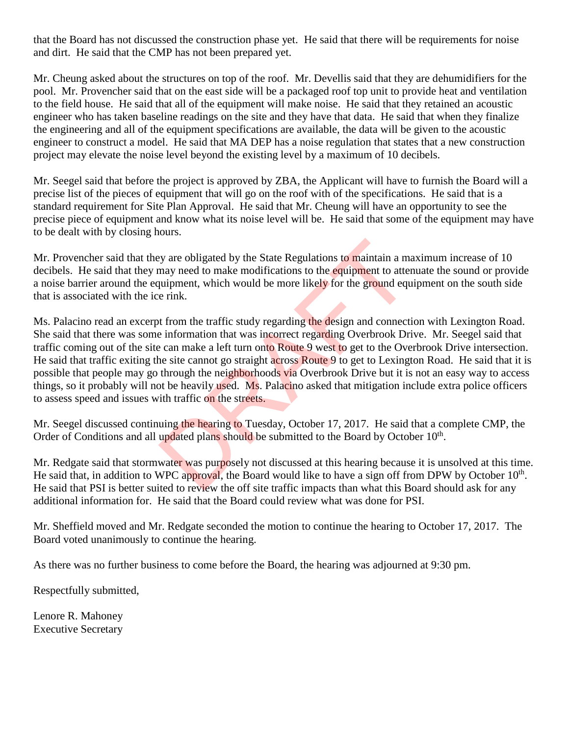that the Board has not discussed the construction phase yet. He said that there will be requirements for noise and dirt. He said that the CMP has not been prepared yet.

Mr. Cheung asked about the structures on top of the roof. Mr. Devellis said that they are dehumidifiers for the pool. Mr. Provencher said that on the east side will be a packaged roof top unit to provide heat and ventilation to the field house. He said that all of the equipment will make noise. He said that they retained an acoustic engineer who has taken baseline readings on the site and they have that data. He said that when they finalize the engineering and all of the equipment specifications are available, the data will be given to the acoustic engineer to construct a model. He said that MA DEP has a noise regulation that states that a new construction project may elevate the noise level beyond the existing level by a maximum of 10 decibels.

Mr. Seegel said that before the project is approved by ZBA, the Applicant will have to furnish the Board will a precise list of the pieces of equipment that will go on the roof with of the specifications. He said that is a standard requirement for Site Plan Approval. He said that Mr. Cheung will have an opportunity to see the precise piece of equipment and know what its noise level will be. He said that some of the equipment may have to be dealt with by closing hours.

Mr. Provencher said that they are obligated by the State Regulations to maintain a maximum increase of 10 decibels. He said that they may need to make modifications to the equipment to attenuate the sound or provide a noise barrier around the equipment, which would be more likely for the ground equipment on the south side that is associated with the ice rink.

Ms. Palacino read an excerpt from the traffic study regarding the design and connection with Lexington Road. She said that there was some information that was incorrect regarding Overbrook Drive. Mr. Seegel said that traffic coming out of the site can make a left turn onto Route 9 west to get to the Overbrook Drive intersection. He said that traffic exiting the site cannot go straight across Route 9 to get to Lexington Road. He said that it is possible that people may go through the neighborhoods via Overbrook Drive but it is not an easy way to access things, so it probably will not be heavily used. Ms. Palacino asked that mitigation include extra police officers to assess speed and issues with traffic on the streets.

Mr. Seegel discussed continuing the hearing to Tuesday, October 17, 2017. He said that a complete CMP, the Order of Conditions and all updated plans should be submitted to the Board by October 10th.

Mr. Redgate said that stormwater was purposely not discussed at this hearing because it is unsolved at this time. He said that, in addition to WPC approval, the Board would like to have a sign off from DPW by October 10th. He said that PSI is better suited to review the off site traffic impacts than what this Board should ask for any additional information for. He said that the Board could review what was done for PSI.

Mr. Sheffield moved and Mr. Redgate seconded the motion to continue the hearing to October 17, 2017. The Board voted unanimously to continue the hearing.

As there was no further business to come before the Board, the hearing was adjourned at 9:30 pm.

Respectfully submitted,

Lenore R. Mahoney  
Executive Secretary